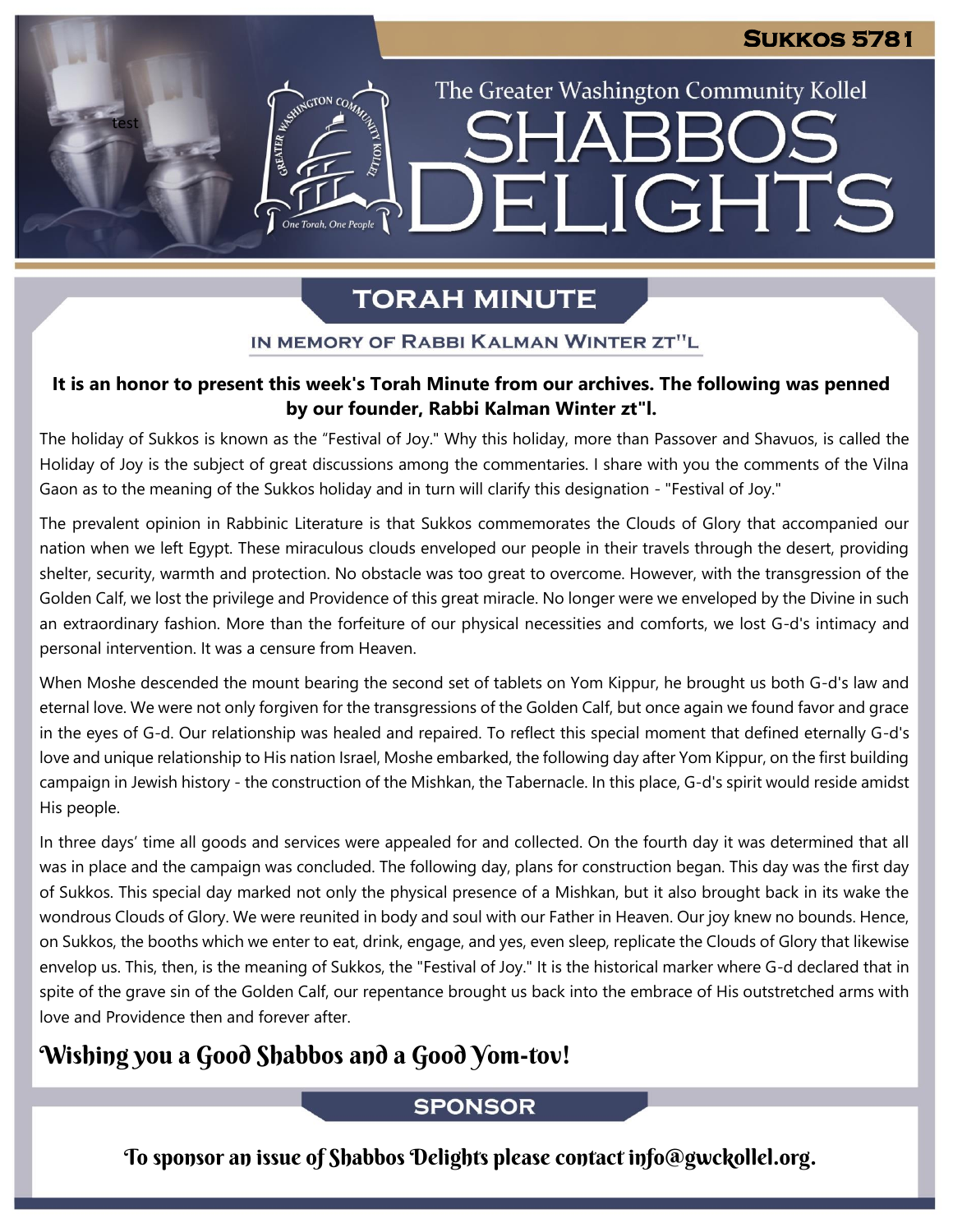Sukkos 5781

The Greater Washington Community Kollel

# SHABBOS DELIGHTS

## TORAH MINUTE

### IN MEMORY OF RABBI KALMAN WINTER ZT"L

**It is an honor to present this week's Torah Minute from our archives. The following was penned by our founder, Rabbi Kalman Winter zt"l.**

The holiday of Sukkos is known as the "Festival of Joy." Why this holiday, more than Passover and Shavuos, is called the Holiday of Joy is the subject of great discussions among the commentaries. I share with you the comments of the Vilna Gaon as to the meaning of the Sukkos holiday and in turn will clarify this designation - "Festival of Joy."

The prevalent opinion in Rabbinic Literature is that Sukkos commemorates the Clouds of Glory that accompanied our nation when we left Egypt. These miraculous clouds enveloped our people in their travels through the desert, providing shelter, security, warmth and protection. No obstacle was too great to overcome. However, with the transgression of the Golden Calf, we lost the privilege and Providence of this great miracle. No longer were we enveloped by the Divine in such an extraordinary fashion. More than the forfeiture of our physical necessities and comforts, we lost G-d's intimacy and personal intervention. It was a censure from Heaven.

When Moshe descended the mount bearing the second set of tablets on Yom Kippur, he brought us both G-d's law and eternal love. We were not only forgiven for the transgressions of the Golden Calf, but once again we found favor and grace in the eyes of G-d. Our relationship was healed and repaired. To reflect this special moment that defined eternally G-d's love and unique relationship to His nation Israel, Moshe embarked, the following day after Yom Kippur, on the first building campaign in Jewish history - the construction of the Mishkan, the Tabernacle. In this place, G-d's spirit would reside amidst His people.

In three days' time all goods and services were appealed for and collected. On the fourth day it was determined that all was in place and the campaign was concluded. The following day, plans for construction began. This day was the first day of Sukkos. This special day marked not only the physical presence of a Mishkan, but it also brought back in its wake the wondrous Clouds of Glory. We were reunited in body and soul with our Father in Heaven. Our joy knew no bounds. Hence, on Sukkos, the booths which we enter to eat, drink, engage, and yes, even sleep, replicate the Clouds of Glory that likewise envelop us. This, then, is the meaning of Sukkos, the "Festival of Joy." It is the historical marker where G-d declared that in spite of the grave sin of the Golden Calf, our repentance brought us back into the embrace of His outstretched arms with love and Providence then and forever after.

**Wishing you a Good Shabbos and a Good Yom-tov!**

## SPONSOR

To sponsor an issue of Shabbos Delights please contact info@gwckollel.org.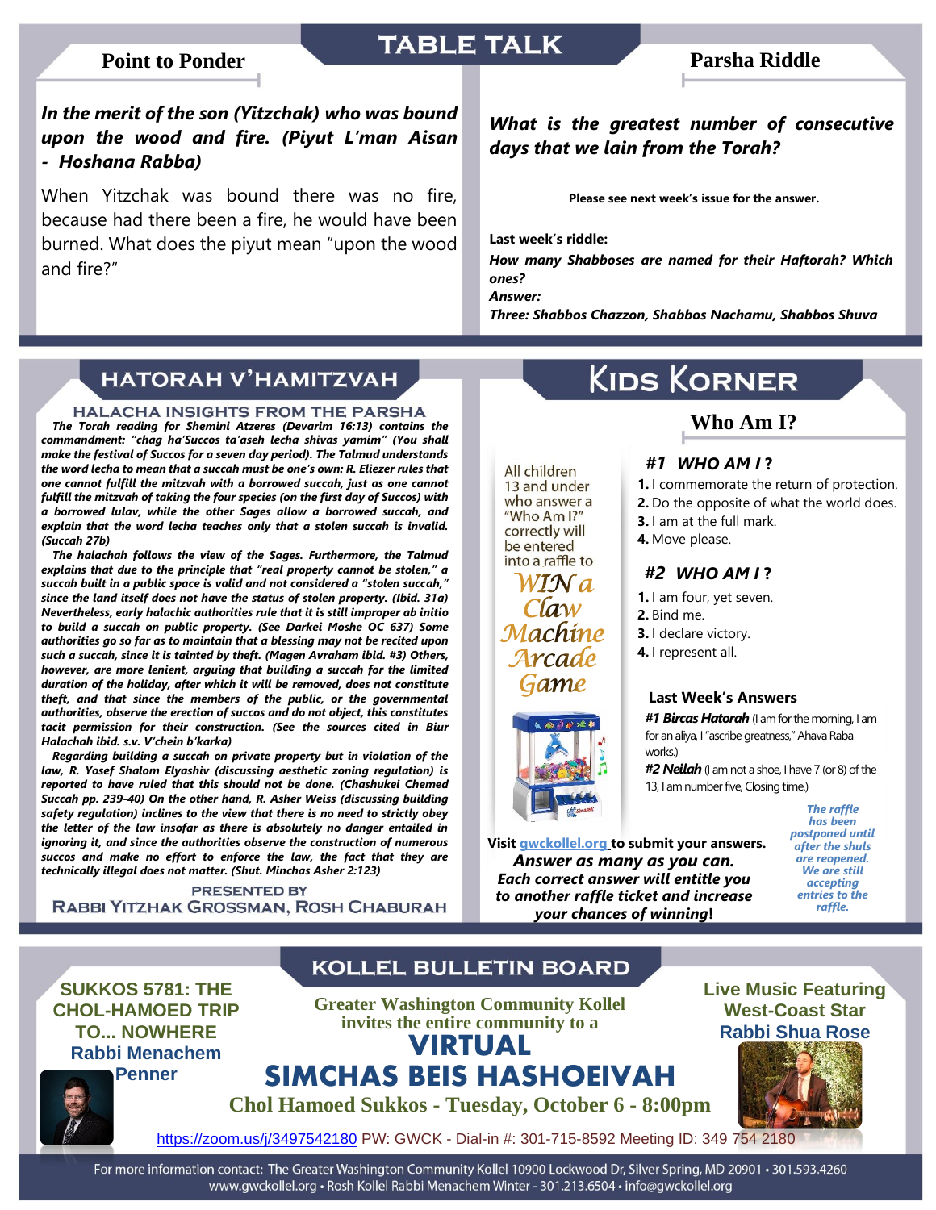# TABLE TALK

## Point to Ponder

***In the merit of the son (Yitzchak) who was bound upon the wood and fire. (Piyut L'man Aisan - Hoshana Rabba)***

When Yitzchak was bound there was no fire, because had there been a fire, he would have been burned. What does the piyut mean "upon the wood and fire?"

## Parsha Riddle

***What is the greatest number of consecutive days that we lain from the Torah?***

**Please see next week's issue for the answer.**

**Last week's riddle:**

***How many Shabboses are named for their Haftorah? Which ones?***

***Answer:***

***Three: Shabbos Chazzon, Shabbos Nachamu, Shabbos Shuva***

# HATORAH V'HAMITZVAH

## HALACHA INSIGHTS FROM THE PARSHA

***The Torah reading for Shemini Atzeres (Devarim 16:13) contains the commandment: "chag ha'Succos ta'aseh lecha shivas yamim" (You shall make the festival of Succos for a seven day period). The Talmud understands the word lecha to mean that a succah must be one's own: R. Eliezer rules that one cannot fulfill the mitzvah with a borrowed succah, just as one cannot fulfill the mitzvah of taking the four species (on the first day of Succos) with a borrowed lulav, while the other Sages allow a borrowed succah, and explain that the word lecha teaches only that a stolen succah is invalid. (Succah 27b)***

***The halachah follows the view of the Sages. Furthermore, the Talmud explains that due to the principle that "real property cannot be stolen," a succah built in a public space is valid and not considered a "stolen succah," since the land itself does not have the status of stolen property. (Ibid. 31a) Nevertheless, several halachic authorities rule that it is still improper ab initio to build a succah on public property. (See Darkei Moshe OC 637) Some authorities go so far as to maintain that a blessing may not be recited upon such a succah, since it is tainted by theft. (Magen Avraham ibid. #3) Others, however, are more lenient, arguing that building a succah for the limited duration of the holiday, after which it will be removed, does not constitute theft, and that since the members of the public, or the governmental authorities, observe the erection of succos and do not object, this constitutes tacit permission for their construction. (See the sources cited in Biur Halachah ibid. s.v. V'chein b'karka)***

***Regarding building a succah on private property but in violation of the law, R. Yosef Shalom Elyashiv (discussing aesthetic zoning regulation) is reported to have ruled that this should not be done. (Chashukei Chemed Succah pp. 239-40) On the other hand, R. Asher Weiss (discussing building safety regulation) inclines to the view that there is no need to strictly obey the letter of the law insofar as there is absolutely no danger entailed in ignoring it, and since the authorities observe the construction of numerous succos and make no effort to enforce the law, the fact that they are technically illegal does not matter. (Shut. Minchas Asher 2:123)***

PRESENTED BY
RABBI YITZHAK GROSSMAN, ROSH CHABURAH

# KIDS KORNER

## Who Am I?

All children 13 and under who answer a "Who Am I?" correctly will be entered into a raffle to WIN a Claw Machine Arcade Game

### #1 WHO AM I?

1. I commemorate the return of protection.
2. Do the opposite of what the world does.
3. I am at the full mark.
4. Move please.

### #2 WHO AM I?

1. I am four, yet seven.
2. Bind me.
3. I declare victory.
4. I represent all.

### Last Week's Answers

***#1 Bircas Hatorah*** (I am for the morning, I am for an aliya, I "ascribe greatness," Ahava Raba works.)

***#2 Neilah*** (I am not a shoe, I have 7 (or 8) of the 13, I am number five, Closing time.)

***The raffle has been postponed until after the shuls are reopened. We are still accepting entries to the raffle.***

**Visit gwckollel.org to submit your answers.**
***Answer as many as you can. Each correct answer will entitle you to another raffle ticket and increase your chances of winning!***

# KOLLEL BULLETIN BOARD

**SUKKOS 5781: THE CHOL-HAMOED TRIP TO... NOWHERE**
**Rabbi Menachem Penner**

**Greater Washington Community Kollel invites the entire community to a**

# VIRTUAL SIMCHAS BEIS HASHOEIVAH

**Chol Hamoed Sukkos - Tuesday, October 6 - 8:00pm**

**Live Music Featuring West-Coast Star Rabbi Shua Rose**

https://zoom.us/j/3497542180 PW: GWCK - Dial-in #: 301-715-8592 Meeting ID: 349 754 2180

For more information contact: The Greater Washington Community Kollel 10900 Lockwood Dr, Silver Spring, MD 20901 • 301.593.4260
www.gwckollel.org • Rosh Kollel Rabbi Menachem Winter - 301.213.6504 • info@gwckollel.org